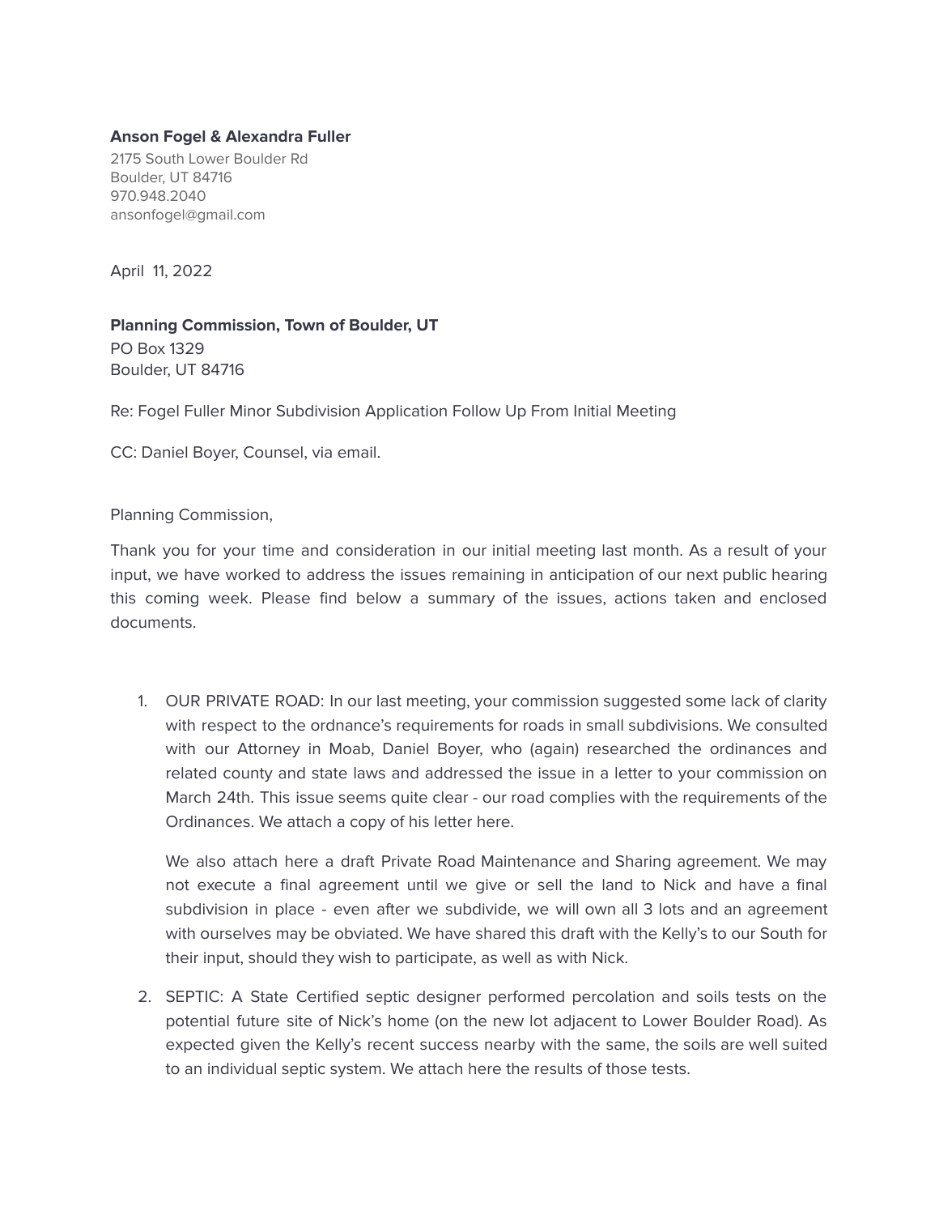**Anson Fogel & Alexandra Fuller**
2175 South Lower Boulder Rd
Boulder, UT 84716
970.948.2040
ansonfogel@gmail.com

April 11, 2022

**Planning Commission, Town of Boulder, UT**
PO Box 1329
Boulder, UT 84716

Re: Fogel Fuller Minor Subdivision Application Follow Up From Initial Meeting

CC: Daniel Boyer, Counsel, via email.

Planning Commission,

Thank you for your time and consideration in our initial meeting last month. As a result of your input, we have worked to address the issues remaining in anticipation of our next public hearing this coming week. Please find below a summary of the issues, actions taken and enclosed documents.

1. OUR PRIVATE ROAD: In our last meeting, your commission suggested some lack of clarity with respect to the ordnance's requirements for roads in small subdivisions. We consulted with our Attorney in Moab, Daniel Boyer, who (again) researched the ordinances and related county and state laws and addressed the issue in a letter to your commission on March 24th. This issue seems quite clear - our road complies with the requirements of the Ordinances. We attach a copy of his letter here.

   We also attach here a draft Private Road Maintenance and Sharing agreement. We may not execute a final agreement until we give or sell the land to Nick and have a final subdivision in place - even after we subdivide, we will own all 3 lots and an agreement with ourselves may be obviated. We have shared this draft with the Kelly's to our South for their input, should they wish to participate, as well as with Nick.

2. SEPTIC: A State Certified septic designer performed percolation and soils tests on the potential future site of Nick's home (on the new lot adjacent to Lower Boulder Road). As expected given the Kelly's recent success nearby with the same, the soils are well suited to an individual septic system. We attach here the results of those tests.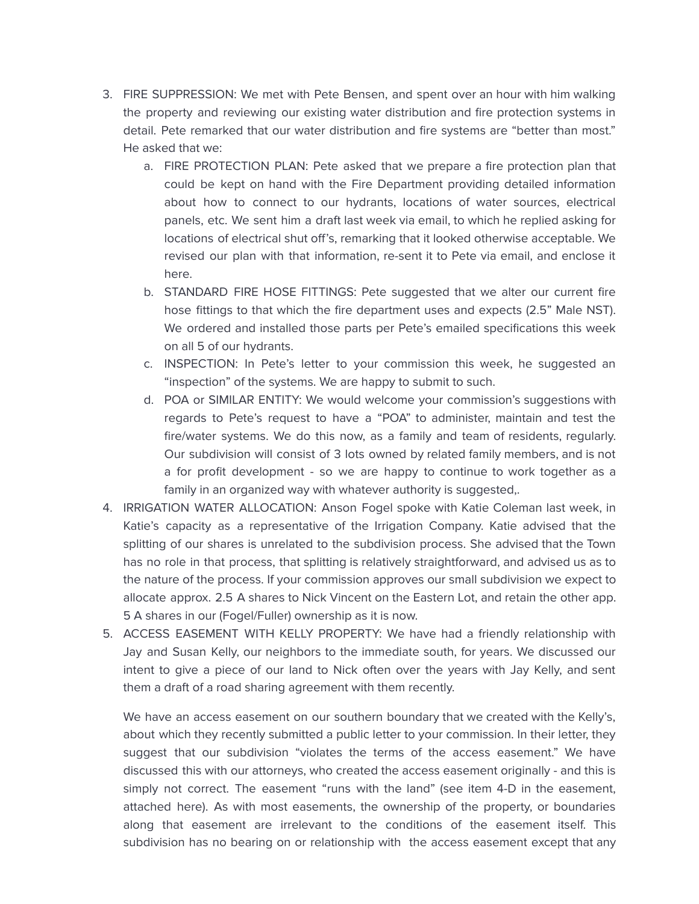3. FIRE SUPPRESSION: We met with Pete Bensen, and spent over an hour with him walking the property and reviewing our existing water distribution and fire protection systems in detail. Pete remarked that our water distribution and fire systems are "better than most." He asked that we:
   a. FIRE PROTECTION PLAN: Pete asked that we prepare a fire protection plan that could be kept on hand with the Fire Department providing detailed information about how to connect to our hydrants, locations of water sources, electrical panels, etc. We sent him a draft last week via email, to which he replied asking for locations of electrical shut off's, remarking that it looked otherwise acceptable. We revised our plan with that information, re-sent it to Pete via email, and enclose it here.
   b. STANDARD FIRE HOSE FITTINGS: Pete suggested that we alter our current fire hose fittings to that which the fire department uses and expects (2.5" Male NST). We ordered and installed those parts per Pete's emailed specifications this week on all 5 of our hydrants.
   c. INSPECTION: In Pete's letter to your commission this week, he suggested an "inspection" of the systems. We are happy to submit to such.
   d. POA or SIMILAR ENTITY: We would welcome your commission's suggestions with regards to Pete's request to have a "POA" to administer, maintain and test the fire/water systems. We do this now, as a family and team of residents, regularly. Our subdivision will consist of 3 lots owned by related family members, and is not a for profit development - so we are happy to continue to work together as a family in an organized way with whatever authority is suggested,.
4. IRRIGATION WATER ALLOCATION: Anson Fogel spoke with Katie Coleman last week, in Katie's capacity as a representative of the Irrigation Company. Katie advised that the splitting of our shares is unrelated to the subdivision process. She advised that the Town has no role in that process, that splitting is relatively straightforward, and advised us as to the nature of the process. If your commission approves our small subdivision we expect to allocate approx. 2.5 A shares to Nick Vincent on the Eastern Lot, and retain the other app. 5 A shares in our (Fogel/Fuller) ownership as it is now.
5. ACCESS EASEMENT WITH KELLY PROPERTY: We have had a friendly relationship with Jay and Susan Kelly, our neighbors to the immediate south, for years. We discussed our intent to give a piece of our land to Nick often over the years with Jay Kelly, and sent them a draft of a road sharing agreement with them recently.

   We have an access easement on our southern boundary that we created with the Kelly's, about which they recently submitted a public letter to your commission. In their letter, they suggest that our subdivision "violates the terms of the access easement." We have discussed this with our attorneys, who created the access easement originally - and this is simply not correct. The easement "runs with the land" (see item 4-D in the easement, attached here). As with most easements, the ownership of the property, or boundaries along that easement are irrelevant to the conditions of the easement itself. This subdivision has no bearing on or relationship with the access easement except that any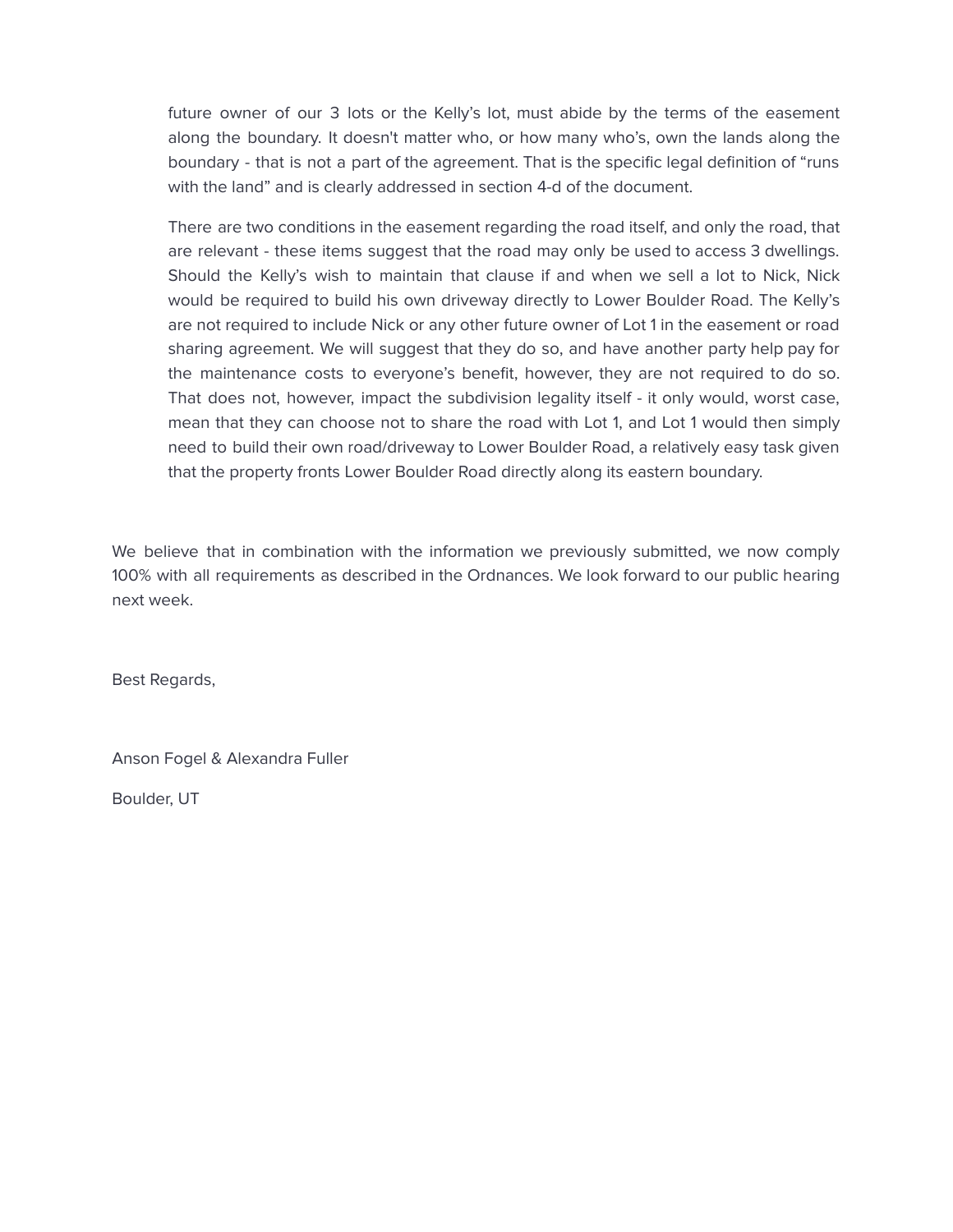future owner of our 3 lots or the Kelly's lot, must abide by the terms of the easement along the boundary. It doesn't matter who, or how many who's, own the lands along the boundary - that is not a part of the agreement. That is the specific legal definition of "runs with the land" and is clearly addressed in section 4-d of the document.

There are two conditions in the easement regarding the road itself, and only the road, that are relevant - these items suggest that the road may only be used to access 3 dwellings. Should the Kelly's wish to maintain that clause if and when we sell a lot to Nick, Nick would be required to build his own driveway directly to Lower Boulder Road. The Kelly's are not required to include Nick or any other future owner of Lot 1 in the easement or road sharing agreement. We will suggest that they do so, and have another party help pay for the maintenance costs to everyone's benefit, however, they are not required to do so. That does not, however, impact the subdivision legality itself - it only would, worst case, mean that they can choose not to share the road with Lot 1, and Lot 1 would then simply need to build their own road/driveway to Lower Boulder Road, a relatively easy task given that the property fronts Lower Boulder Road directly along its eastern boundary.

We believe that in combination with the information we previously submitted, we now comply 100% with all requirements as described in the Ordnances. We look forward to our public hearing next week.

Best Regards,

Anson Fogel & Alexandra Fuller

Boulder, UT